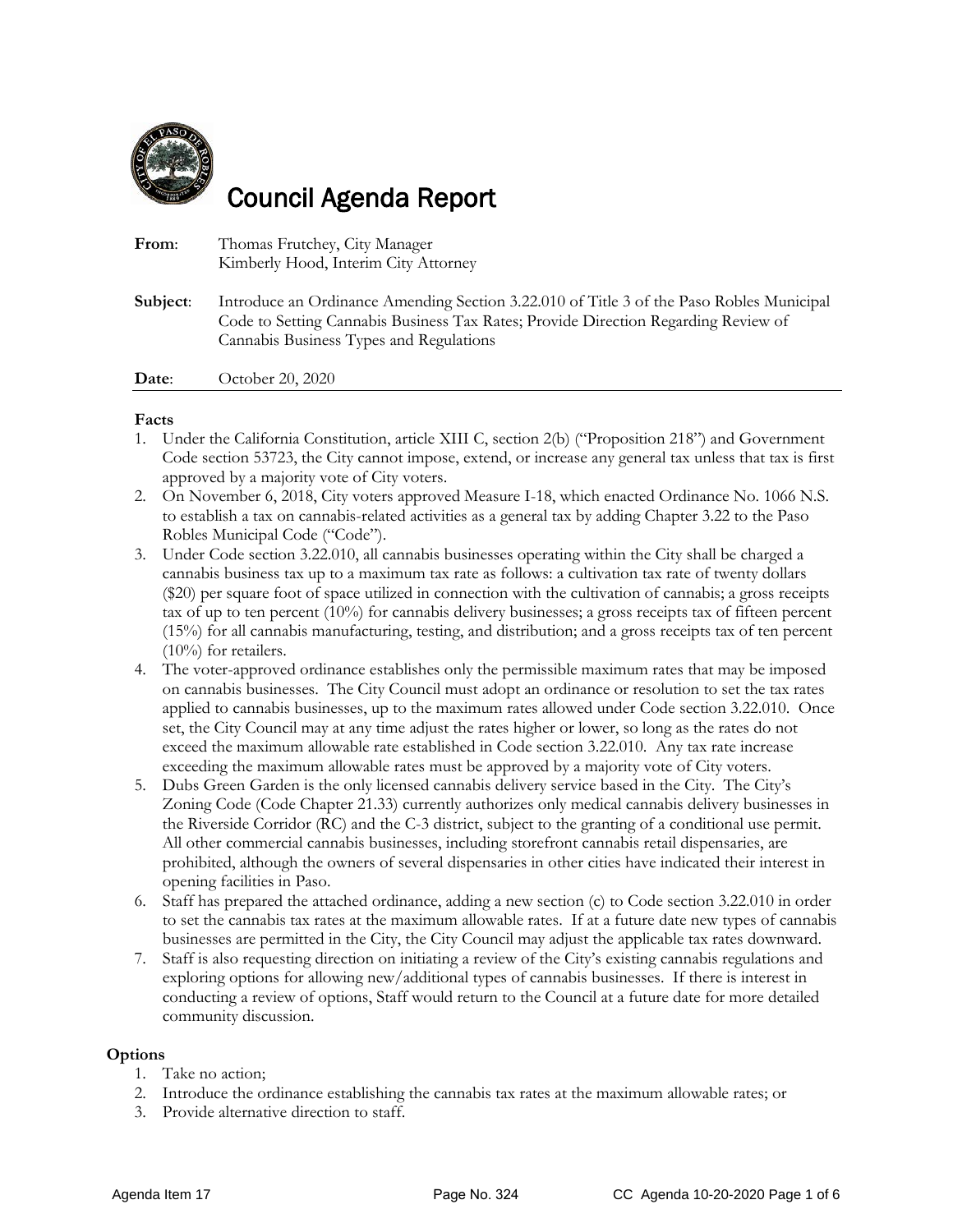# Council Agenda Report

**From**: Thomas Frutchey, City Manager
Kimberly Hood, Interim City Attorney

**Subject**: Introduce an Ordinance Amending Section 3.22.010 of Title 3 of the Paso Robles Municipal Code to Setting Cannabis Business Tax Rates; Provide Direction Regarding Review of Cannabis Business Types and Regulations

**Date**: October 20, 2020

**Facts**

1. Under the California Constitution, article XIII C, section 2(b) ("Proposition 218") and Government Code section 53723, the City cannot impose, extend, or increase any general tax unless that tax is first approved by a majority vote of City voters.
2. On November 6, 2018, City voters approved Measure I-18, which enacted Ordinance No. 1066 N.S. to establish a tax on cannabis-related activities as a general tax by adding Chapter 3.22 to the Paso Robles Municipal Code ("Code").
3. Under Code section 3.22.010, all cannabis businesses operating within the City shall be charged a cannabis business tax up to a maximum tax rate as follows: a cultivation tax rate of twenty dollars ($20) per square foot of space utilized in connection with the cultivation of cannabis; a gross receipts tax of up to ten percent (10%) for cannabis delivery businesses; a gross receipts tax of fifteen percent (15%) for all cannabis manufacturing, testing, and distribution; and a gross receipts tax of ten percent (10%) for retailers.
4. The voter-approved ordinance establishes only the permissible maximum rates that may be imposed on cannabis businesses. The City Council must adopt an ordinance or resolution to set the tax rates applied to cannabis businesses, up to the maximum rates allowed under Code section 3.22.010. Once set, the City Council may at any time adjust the rates higher or lower, so long as the rates do not exceed the maximum allowable rate established in Code section 3.22.010. Any tax rate increase exceeding the maximum allowable rates must be approved by a majority vote of City voters.
5. Dubs Green Garden is the only licensed cannabis delivery service based in the City. The City's Zoning Code (Code Chapter 21.33) currently authorizes only medical cannabis delivery businesses in the Riverside Corridor (RC) and the C-3 district, subject to the granting of a conditional use permit. All other commercial cannabis businesses, including storefront cannabis retail dispensaries, are prohibited, although the owners of several dispensaries in other cities have indicated their interest in opening facilities in Paso.
6. Staff has prepared the attached ordinance, adding a new section (c) to Code section 3.22.010 in order to set the cannabis tax rates at the maximum allowable rates. If at a future date new types of cannabis businesses are permitted in the City, the City Council may adjust the applicable tax rates downward.
7. Staff is also requesting direction on initiating a review of the City's existing cannabis regulations and exploring options for allowing new/additional types of cannabis businesses. If there is interest in conducting a review of options, Staff would return to the Council at a future date for more detailed community discussion.

**Options**

1. Take no action;
2. Introduce the ordinance establishing the cannabis tax rates at the maximum allowable rates; or
3. Provide alternative direction to staff.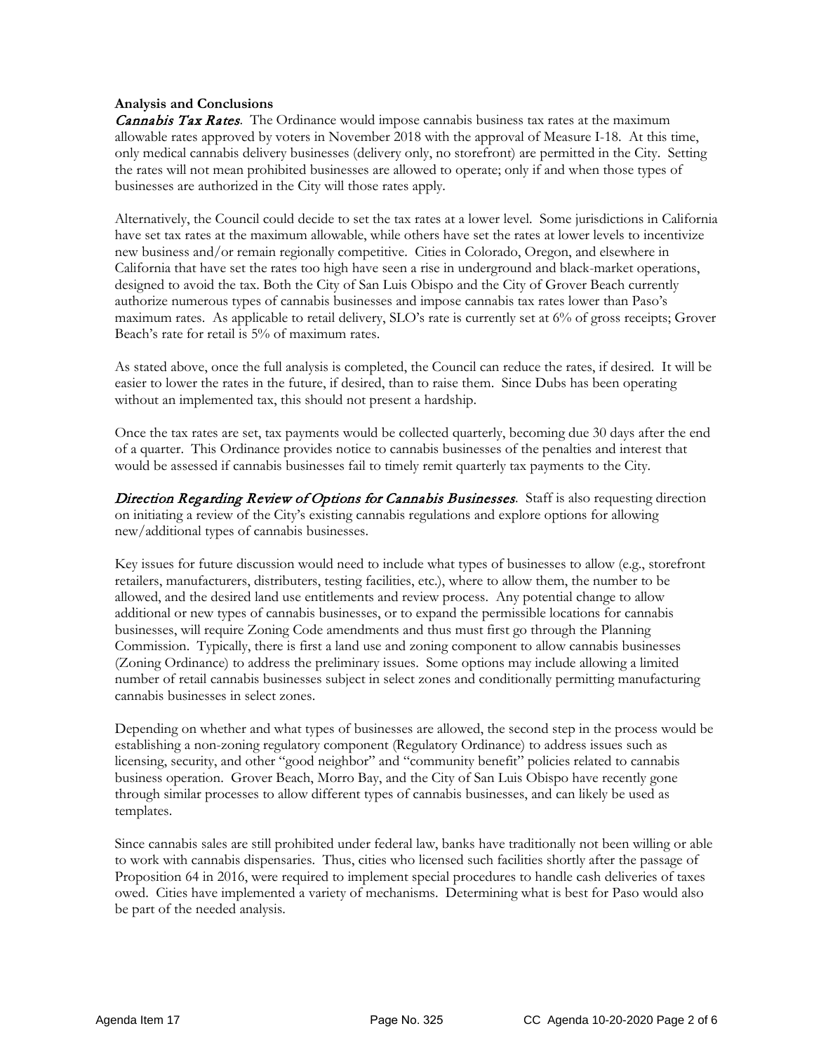**Analysis and Conclusions**

***Cannabis Tax Rates***. The Ordinance would impose cannabis business tax rates at the maximum allowable rates approved by voters in November 2018 with the approval of Measure I-18. At this time, only medical cannabis delivery businesses (delivery only, no storefront) are permitted in the City. Setting the rates will not mean prohibited businesses are allowed to operate; only if and when those types of businesses are authorized in the City will those rates apply.

Alternatively, the Council could decide to set the tax rates at a lower level. Some jurisdictions in California have set tax rates at the maximum allowable, while others have set the rates at lower levels to incentivize new business and/or remain regionally competitive. Cities in Colorado, Oregon, and elsewhere in California that have set the rates too high have seen a rise in underground and black-market operations, designed to avoid the tax. Both the City of San Luis Obispo and the City of Grover Beach currently authorize numerous types of cannabis businesses and impose cannabis tax rates lower than Paso's maximum rates. As applicable to retail delivery, SLO's rate is currently set at 6% of gross receipts; Grover Beach's rate for retail is 5% of maximum rates.

As stated above, once the full analysis is completed, the Council can reduce the rates, if desired. It will be easier to lower the rates in the future, if desired, than to raise them. Since Dubs has been operating without an implemented tax, this should not present a hardship.

Once the tax rates are set, tax payments would be collected quarterly, becoming due 30 days after the end of a quarter. This Ordinance provides notice to cannabis businesses of the penalties and interest that would be assessed if cannabis businesses fail to timely remit quarterly tax payments to the City.

***Direction Regarding Review of Options for Cannabis Businesses***. Staff is also requesting direction on initiating a review of the City's existing cannabis regulations and explore options for allowing new/additional types of cannabis businesses.

Key issues for future discussion would need to include what types of businesses to allow (e.g., storefront retailers, manufacturers, distributers, testing facilities, etc.), where to allow them, the number to be allowed, and the desired land use entitlements and review process. Any potential change to allow additional or new types of cannabis businesses, or to expand the permissible locations for cannabis businesses, will require Zoning Code amendments and thus must first go through the Planning Commission. Typically, there is first a land use and zoning component to allow cannabis businesses (Zoning Ordinance) to address the preliminary issues. Some options may include allowing a limited number of retail cannabis businesses subject in select zones and conditionally permitting manufacturing cannabis businesses in select zones.

Depending on whether and what types of businesses are allowed, the second step in the process would be establishing a non-zoning regulatory component (Regulatory Ordinance) to address issues such as licensing, security, and other "good neighbor" and "community benefit" policies related to cannabis business operation. Grover Beach, Morro Bay, and the City of San Luis Obispo have recently gone through similar processes to allow different types of cannabis businesses, and can likely be used as templates.

Since cannabis sales are still prohibited under federal law, banks have traditionally not been willing or able to work with cannabis dispensaries. Thus, cities who licensed such facilities shortly after the passage of Proposition 64 in 2016, were required to implement special procedures to handle cash deliveries of taxes owed. Cities have implemented a variety of mechanisms. Determining what is best for Paso would also be part of the needed analysis.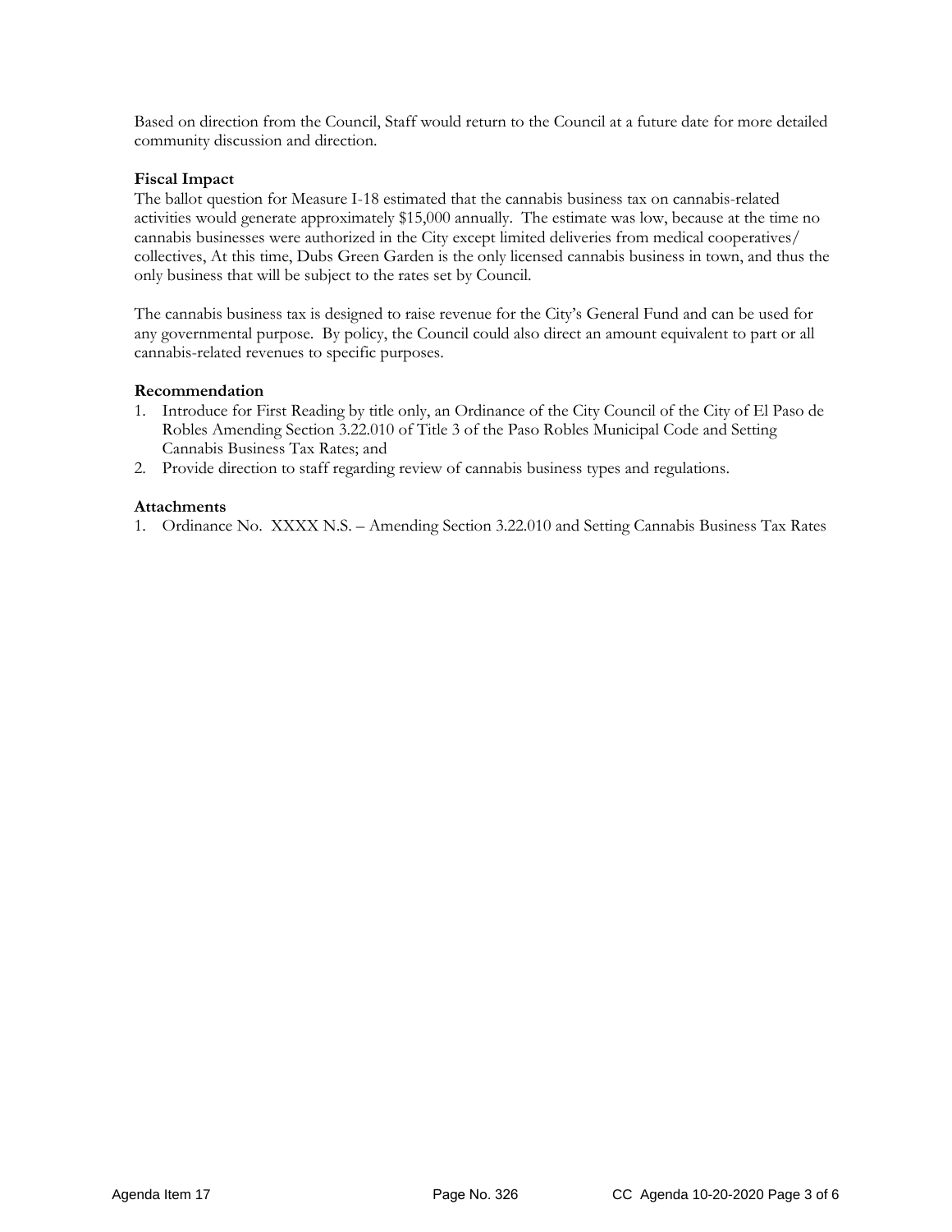Based on direction from the Council, Staff would return to the Council at a future date for more detailed community discussion and direction.

**Fiscal Impact**

The ballot question for Measure I-18 estimated that the cannabis business tax on cannabis-related activities would generate approximately $15,000 annually. The estimate was low, because at the time no cannabis businesses were authorized in the City except limited deliveries from medical cooperatives/ collectives, At this time, Dubs Green Garden is the only licensed cannabis business in town, and thus the only business that will be subject to the rates set by Council.

The cannabis business tax is designed to raise revenue for the City's General Fund and can be used for any governmental purpose. By policy, the Council could also direct an amount equivalent to part or all cannabis-related revenues to specific purposes.

**Recommendation**

1. Introduce for First Reading by title only, an Ordinance of the City Council of the City of El Paso de Robles Amending Section 3.22.010 of Title 3 of the Paso Robles Municipal Code and Setting Cannabis Business Tax Rates; and
2. Provide direction to staff regarding review of cannabis business types and regulations.

**Attachments**

1. Ordinance No. XXXX N.S. – Amending Section 3.22.010 and Setting Cannabis Business Tax Rates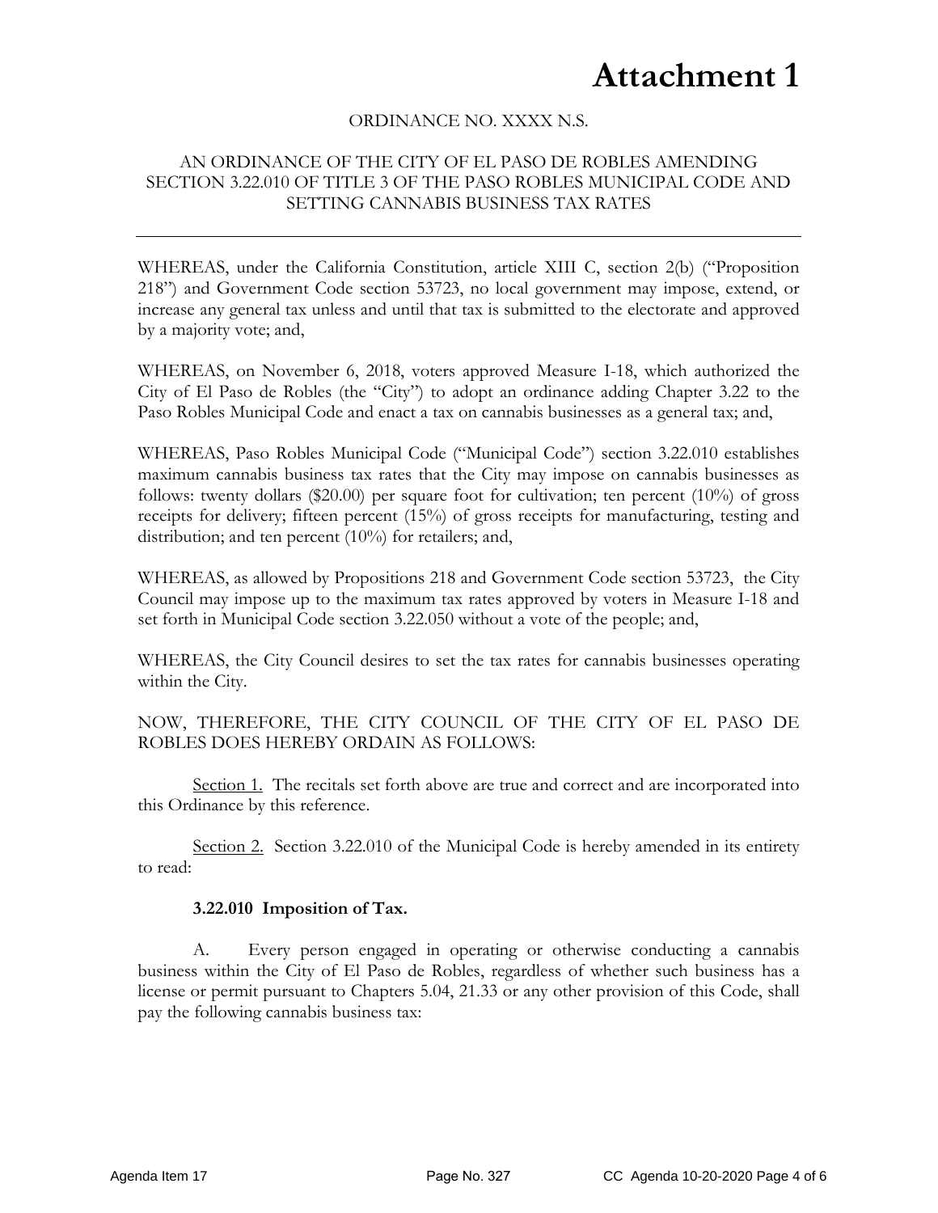# Attachment 1

ORDINANCE NO. XXXX N.S.

AN ORDINANCE OF THE CITY OF EL PASO DE ROBLES AMENDING SECTION 3.22.010 OF TITLE 3 OF THE PASO ROBLES MUNICIPAL CODE AND SETTING CANNABIS BUSINESS TAX RATES

---

WHEREAS, under the California Constitution, article XIII C, section 2(b) ("Proposition 218") and Government Code section 53723, no local government may impose, extend, or increase any general tax unless and until that tax is submitted to the electorate and approved by a majority vote; and,

WHEREAS, on November 6, 2018, voters approved Measure I-18, which authorized the City of El Paso de Robles (the "City") to adopt an ordinance adding Chapter 3.22 to the Paso Robles Municipal Code and enact a tax on cannabis businesses as a general tax; and,

WHEREAS, Paso Robles Municipal Code ("Municipal Code") section 3.22.010 establishes maximum cannabis business tax rates that the City may impose on cannabis businesses as follows: twenty dollars ($20.00) per square foot for cultivation; ten percent (10%) of gross receipts for delivery; fifteen percent (15%) of gross receipts for manufacturing, testing and distribution; and ten percent (10%) for retailers; and,

WHEREAS, as allowed by Propositions 218 and Government Code section 53723, the City Council may impose up to the maximum tax rates approved by voters in Measure I-18 and set forth in Municipal Code section 3.22.050 without a vote of the people; and,

WHEREAS, the City Council desires to set the tax rates for cannabis businesses operating within the City.

NOW, THEREFORE, THE CITY COUNCIL OF THE CITY OF EL PASO DE ROBLES DOES HEREBY ORDAIN AS FOLLOWS:

Section 1. The recitals set forth above are true and correct and are incorporated into this Ordinance by this reference.

Section 2. Section 3.22.010 of the Municipal Code is hereby amended in its entirety to read:

**3.22.010 Imposition of Tax.**

A. Every person engaged in operating or otherwise conducting a cannabis business within the City of El Paso de Robles, regardless of whether such business has a license or permit pursuant to Chapters 5.04, 21.33 or any other provision of this Code, shall pay the following cannabis business tax: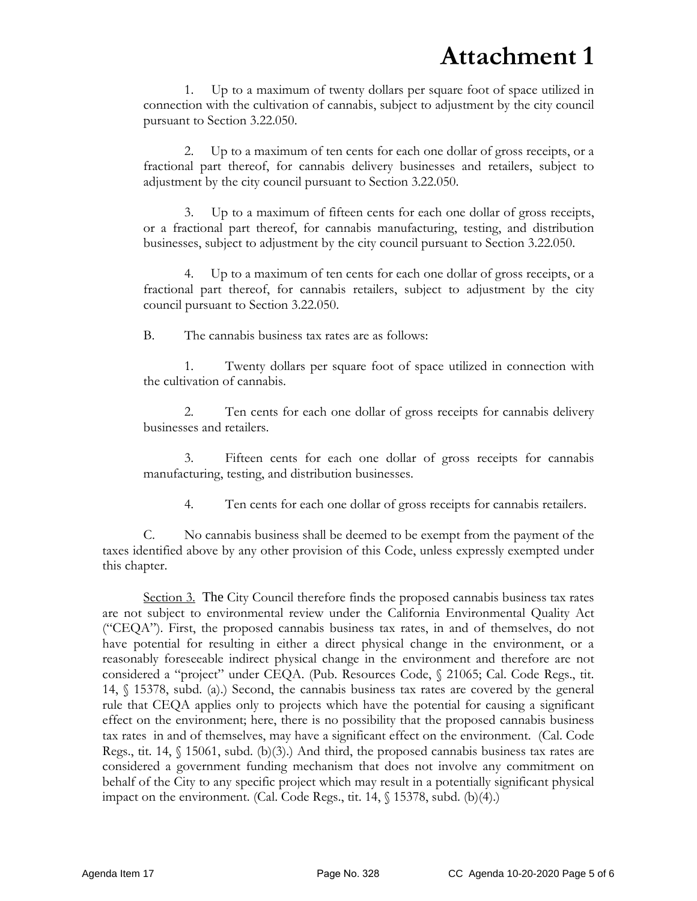# Attachment 1

1. Up to a maximum of twenty dollars per square foot of space utilized in connection with the cultivation of cannabis, subject to adjustment by the city council pursuant to Section 3.22.050.

2. Up to a maximum of ten cents for each one dollar of gross receipts, or a fractional part thereof, for cannabis delivery businesses and retailers, subject to adjustment by the city council pursuant to Section 3.22.050.

3. Up to a maximum of fifteen cents for each one dollar of gross receipts, or a fractional part thereof, for cannabis manufacturing, testing, and distribution businesses, subject to adjustment by the city council pursuant to Section 3.22.050.

4. Up to a maximum of ten cents for each one dollar of gross receipts, or a fractional part thereof, for cannabis retailers, subject to adjustment by the city council pursuant to Section 3.22.050.

B. The cannabis business tax rates are as follows:

1. Twenty dollars per square foot of space utilized in connection with the cultivation of cannabis.

2. Ten cents for each one dollar of gross receipts for cannabis delivery businesses and retailers.

3. Fifteen cents for each one dollar of gross receipts for cannabis manufacturing, testing, and distribution businesses.

4. Ten cents for each one dollar of gross receipts for cannabis retailers.

C. No cannabis business shall be deemed to be exempt from the payment of the taxes identified above by any other provision of this Code, unless expressly exempted under this chapter.

Section 3. The City Council therefore finds the proposed cannabis business tax rates are not subject to environmental review under the California Environmental Quality Act ("CEQA"). First, the proposed cannabis business tax rates, in and of themselves, do not have potential for resulting in either a direct physical change in the environment, or a reasonably foreseeable indirect physical change in the environment and therefore are not considered a "project" under CEQA. (Pub. Resources Code, § 21065; Cal. Code Regs., tit. 14, § 15378, subd. (a).) Second, the cannabis business tax rates are covered by the general rule that CEQA applies only to projects which have the potential for causing a significant effect on the environment; here, there is no possibility that the proposed cannabis business tax rates in and of themselves, may have a significant effect on the environment. (Cal. Code Regs., tit. 14, § 15061, subd. (b)(3).) And third, the proposed cannabis business tax rates are considered a government funding mechanism that does not involve any commitment on behalf of the City to any specific project which may result in a potentially significant physical impact on the environment. (Cal. Code Regs., tit. 14, § 15378, subd. (b)(4).)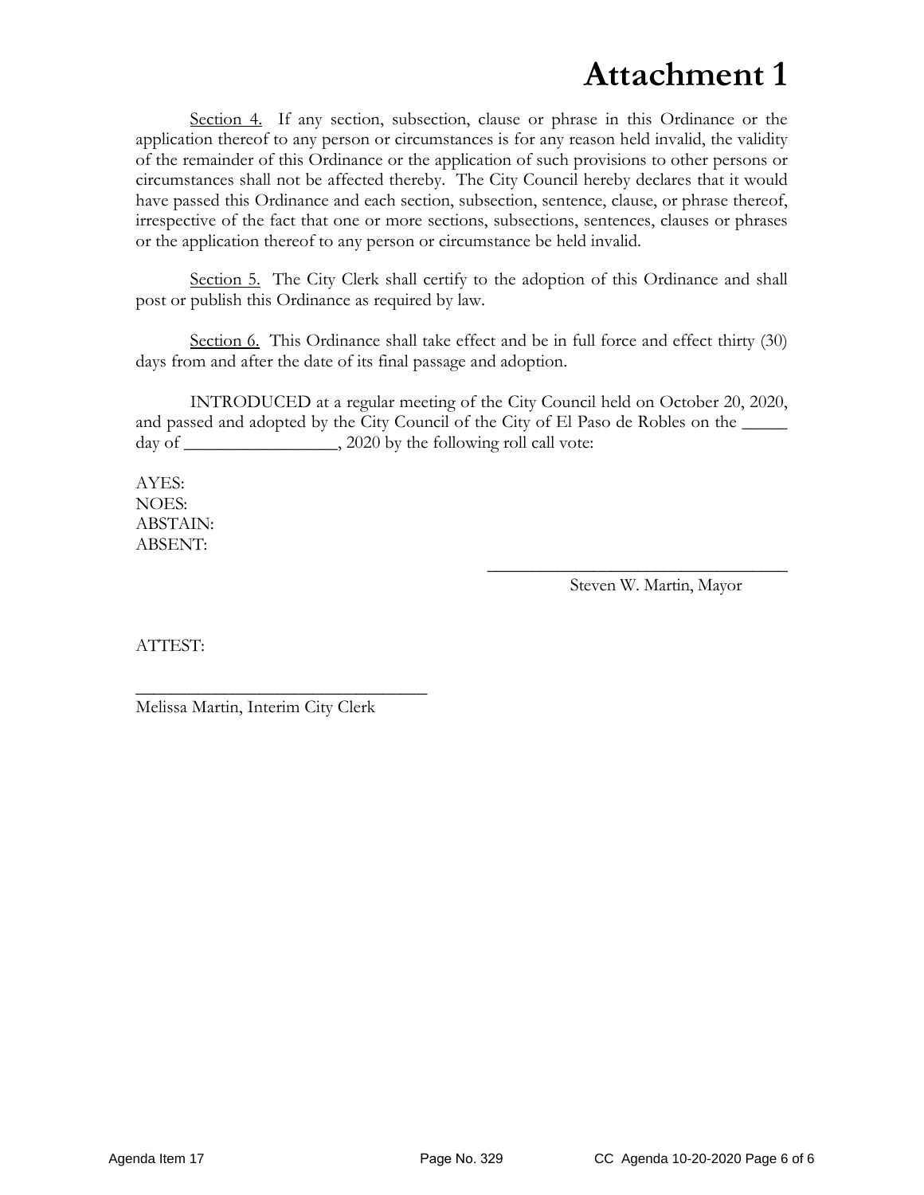# Attachment 1

Section 4. If any section, subsection, clause or phrase in this Ordinance or the application thereof to any person or circumstances is for any reason held invalid, the validity of the remainder of this Ordinance or the application of such provisions to other persons or circumstances shall not be affected thereby. The City Council hereby declares that it would have passed this Ordinance and each section, subsection, sentence, clause, or phrase thereof, irrespective of the fact that one or more sections, subsections, sentences, clauses or phrases or the application thereof to any person or circumstance be held invalid.

Section 5. The City Clerk shall certify to the adoption of this Ordinance and shall post or publish this Ordinance as required by law.

Section 6. This Ordinance shall take effect and be in full force and effect thirty (30) days from and after the date of its final passage and adoption.

INTRODUCED at a regular meeting of the City Council held on October 20, 2020, and passed and adopted by the City Council of the City of El Paso de Robles on the _____ day of _________________, 2020 by the following roll call vote:

AYES:
NOES:
ABSTAIN:
ABSENT:

__________________________________
Steven W. Martin, Mayor

ATTEST:

__________________________________
Melissa Martin, Interim City Clerk